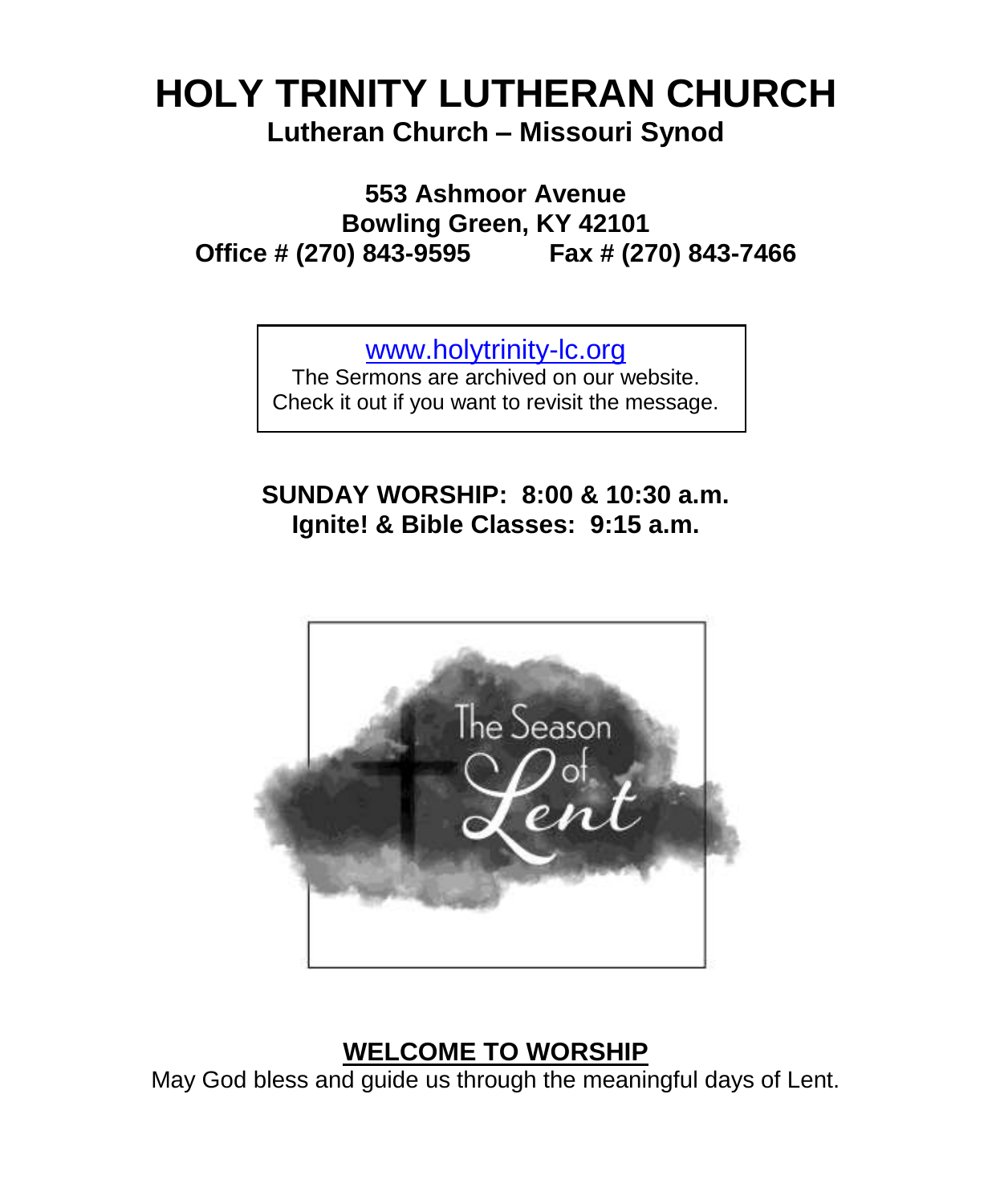# HOLY TRINITY LUTHERAN CHURCH

**Lutheran Church – Missouri Synod**

**553 Ashmoor Avenue**
**Bowling Green, KY 42101**
**Office # (270) 843-9595 Fax # (270) 843-7466**

www.holytrinity-lc.org
The Sermons are archived on our website.
Check it out if you want to revisit the message.

**SUNDAY WORSHIP: 8:00 & 10:30 a.m.**
**Ignite! & Bible Classes: 9:15 a.m.**

The Season of Lent

## WELCOME TO WORSHIP

May God bless and guide us through the meaningful days of Lent.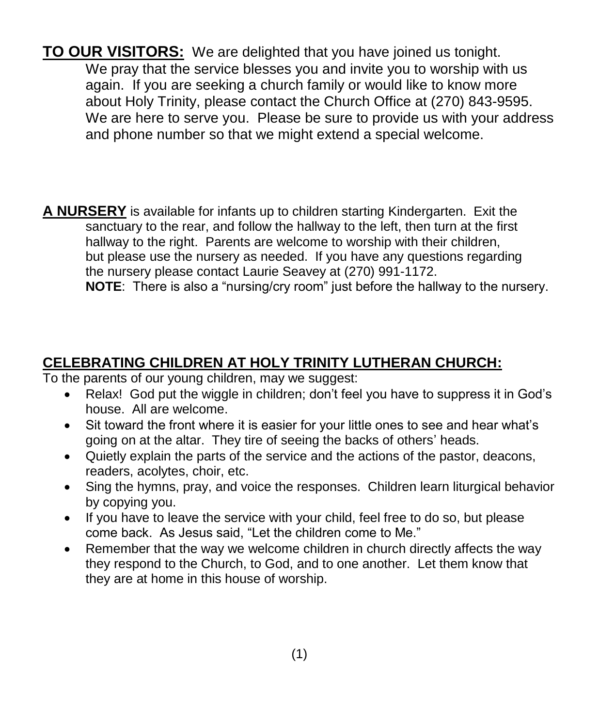**TO OUR VISITORS:** We are delighted that you have joined us tonight. We pray that the service blesses you and invite you to worship with us again. If you are seeking a church family or would like to know more about Holy Trinity, please contact the Church Office at (270) 843-9595. We are here to serve you. Please be sure to provide us with your address and phone number so that we might extend a special welcome.

**A NURSERY** is available for infants up to children starting Kindergarten. Exit the sanctuary to the rear, and follow the hallway to the left, then turn at the first hallway to the right. Parents are welcome to worship with their children, but please use the nursery as needed. If you have any questions regarding the nursery please contact Laurie Seavey at (270) 991-1172.
**NOTE**: There is also a "nursing/cry room" just before the hallway to the nursery.

## CELEBRATING CHILDREN AT HOLY TRINITY LUTHERAN CHURCH:

To the parents of our young children, may we suggest:

- Relax! God put the wiggle in children; don't feel you have to suppress it in God's house. All are welcome.
- Sit toward the front where it is easier for your little ones to see and hear what's going on at the altar. They tire of seeing the backs of others' heads.
- Quietly explain the parts of the service and the actions of the pastor, deacons, readers, acolytes, choir, etc.
- Sing the hymns, pray, and voice the responses. Children learn liturgical behavior by copying you.
- If you have to leave the service with your child, feel free to do so, but please come back. As Jesus said, "Let the children come to Me."
- Remember that the way we welcome children in church directly affects the way they respond to the Church, to God, and to one another. Let them know that they are at home in this house of worship.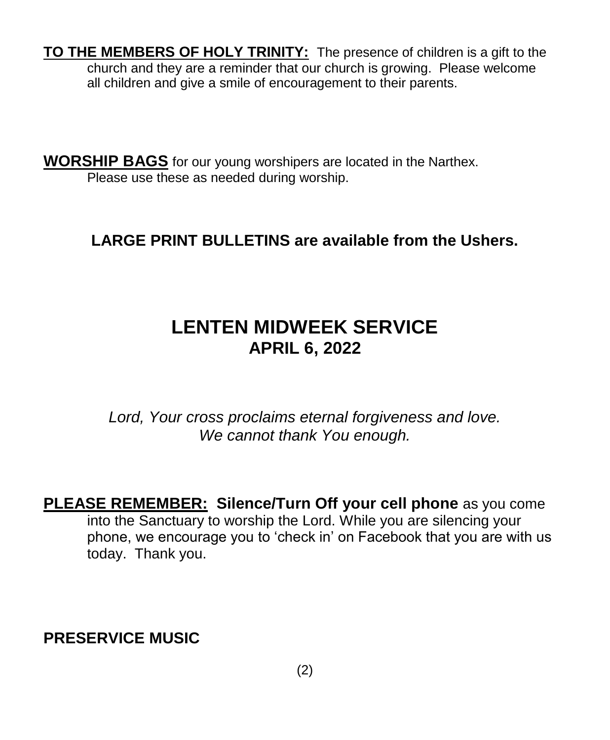**TO THE MEMBERS OF HOLY TRINITY:** The presence of children is a gift to the church and they are a reminder that our church is growing. Please welcome all children and give a smile of encouragement to their parents.

**WORSHIP BAGS** for our young worshipers are located in the Narthex. Please use these as needed during worship.

**LARGE PRINT BULLETINS are available from the Ushers.**

# LENTEN MIDWEEK SERVICE

## APRIL 6, 2022

*Lord, Your cross proclaims eternal forgiveness and love.*
*We cannot thank You enough.*

**PLEASE REMEMBER: Silence/Turn Off your cell phone** as you come into the Sanctuary to worship the Lord. While you are silencing your phone, we encourage you to 'check in' on Facebook that you are with us today. Thank you.

**PRESERVICE MUSIC**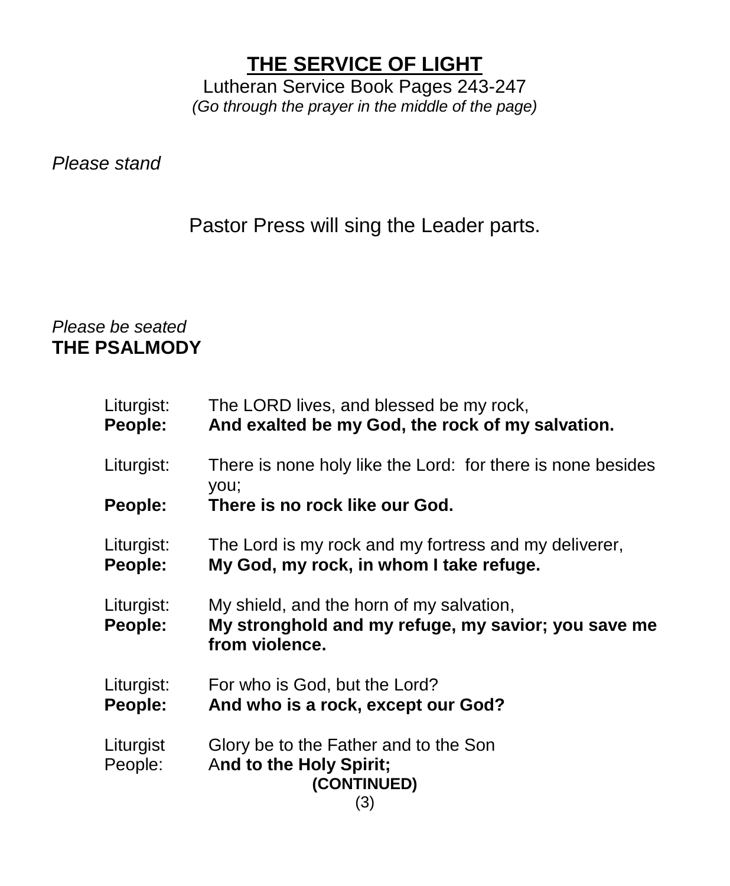# THE SERVICE OF LIGHT

Lutheran Service Book Pages 243-247

*(Go through the prayer in the middle of the page)*

*Please stand*

Pastor Press will sing the Leader parts.

*Please be seated*

**THE PSALMODY**

Liturgist: The LORD lives, and blessed be my rock,
**People: And exalted be my God, the rock of my salvation.**

Liturgist: There is none holy like the Lord: for there is none besides you;
**People: There is no rock like our God.**

Liturgist: The Lord is my rock and my fortress and my deliverer,
**People: My God, my rock, in whom I take refuge.**

Liturgist: My shield, and the horn of my salvation,
**People: My stronghold and my refuge, my savior; you save me from violence.**

Liturgist: For who is God, but the Lord?
**People: And who is a rock, except our God?**

Liturgist Glory be to the Father and to the Son
People: A**nd to the Holy Spirit;**

**(CONTINUED)**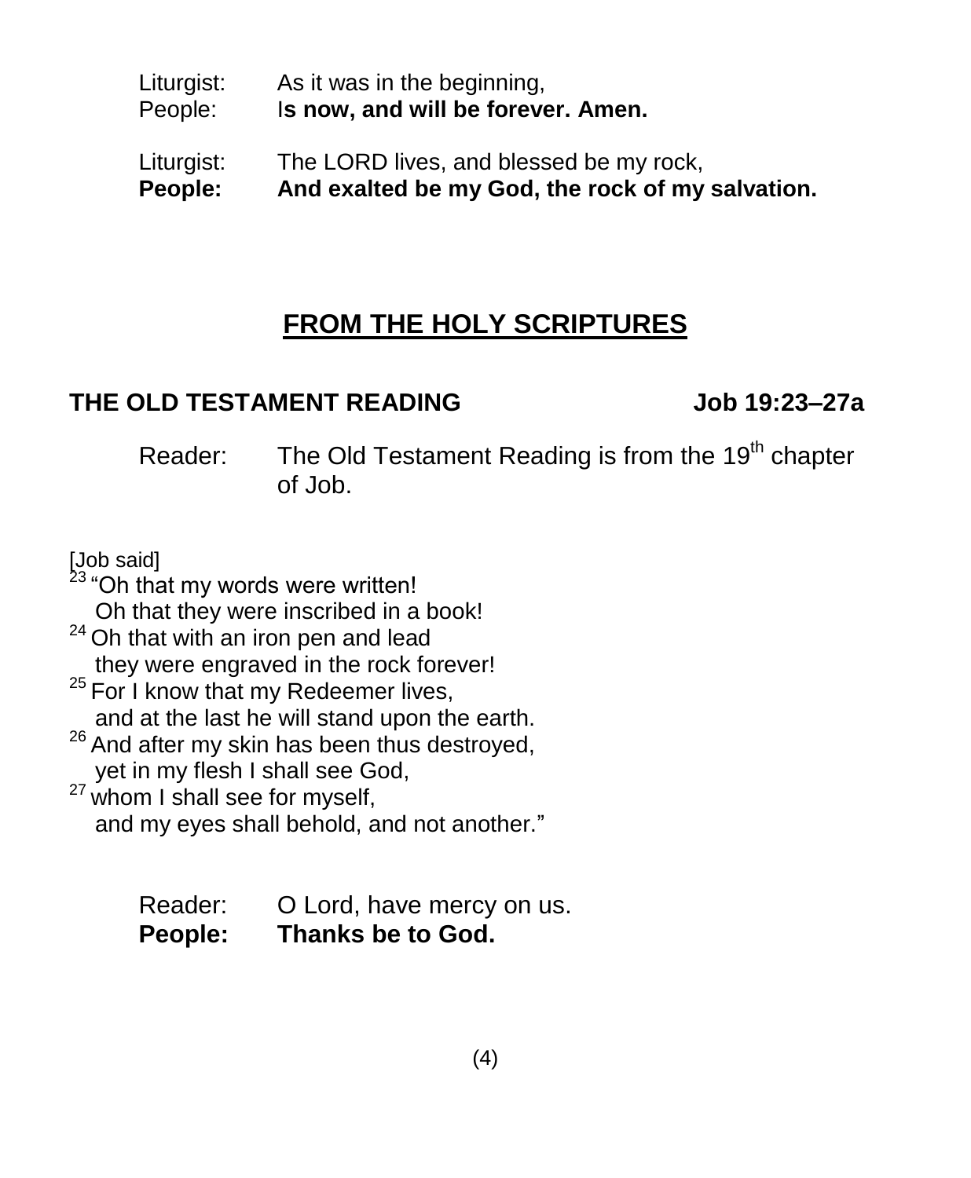Liturgist: As it was in the beginning,
People: I**s now, and will be forever. Amen.**

Liturgist: The LORD lives, and blessed be my rock,
**People: And exalted be my God, the rock of my salvation.**

## FROM THE HOLY SCRIPTURES

### THE OLD TESTAMENT READING — Job 19:23–27a

Reader: The Old Testament Reading is from the 19th chapter of Job.

[Job said]
[23] "Oh that my words were written!
Oh that they were inscribed in a book!
[24] Oh that with an iron pen and lead
they were engraved in the rock forever!
[25] For I know that my Redeemer lives,
and at the last he will stand upon the earth.
[26] And after my skin has been thus destroyed,
yet in my flesh I shall see God,
[27] whom I shall see for myself,
and my eyes shall behold, and not another."

Reader: O Lord, have mercy on us.
**People: Thanks be to God.**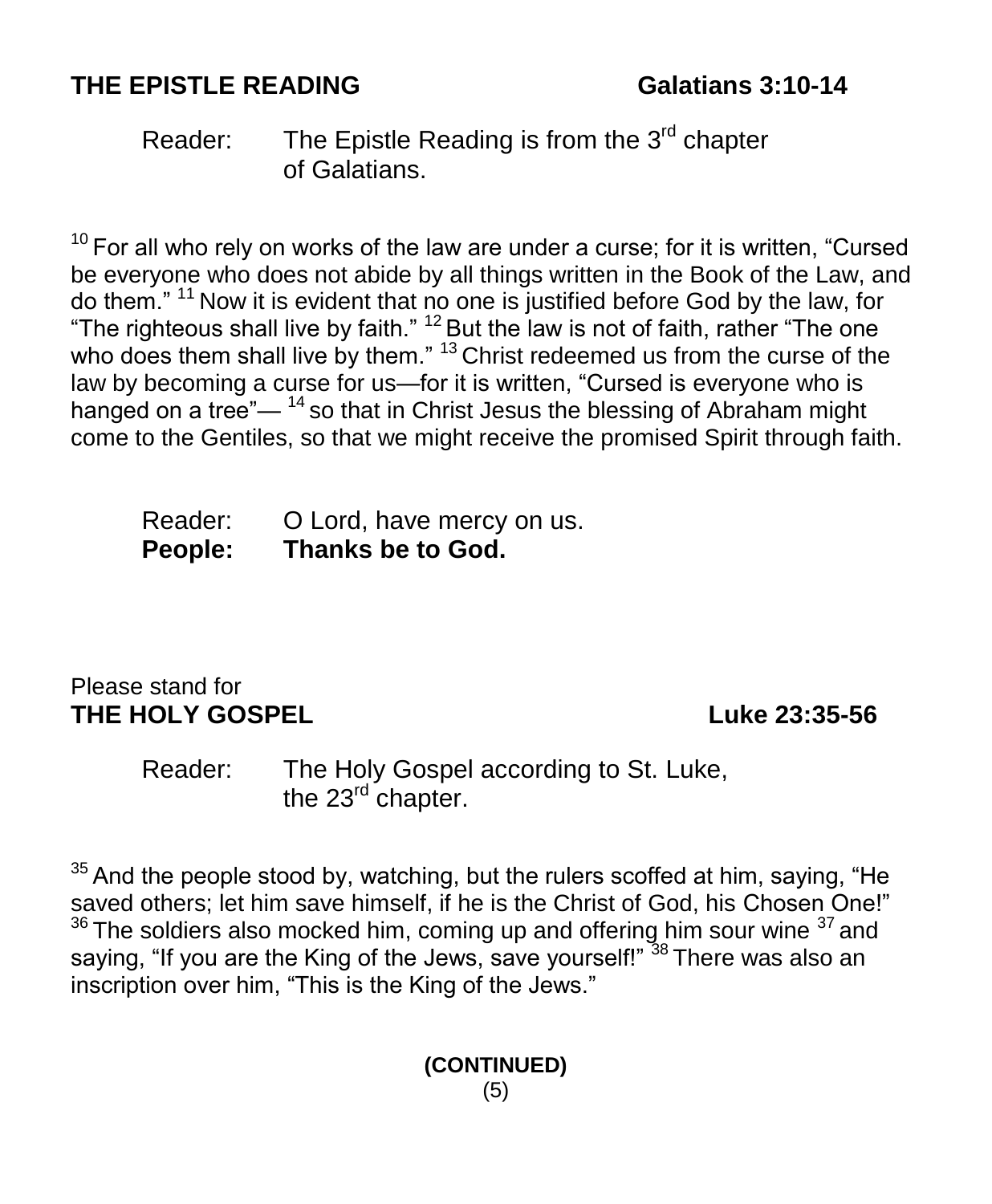## THE EPISTLE READING Galatians 3:10-14

Reader: The Epistle Reading is from the 3rd chapter of Galatians.

[10] For all who rely on works of the law are under a curse; for it is written, “Cursed be everyone who does not abide by all things written in the Book of the Law, and do them.” [11] Now it is evident that no one is justified before God by the law, for “The righteous shall live by faith.” [12] But the law is not of faith, rather “The one who does them shall live by them.” [13] Christ redeemed us from the curse of the law by becoming a curse for us—for it is written, “Cursed is everyone who is hanged on a tree”— [14] so that in Christ Jesus the blessing of Abraham might come to the Gentiles, so that we might receive the promised Spirit through faith.

Reader: O Lord, have mercy on us.
**People: Thanks be to God.**

Please stand for
## THE HOLY GOSPEL Luke 23:35-56

Reader: The Holy Gospel according to St. Luke, the 23rd chapter.

[35] And the people stood by, watching, but the rulers scoffed at him, saying, “He saved others; let him save himself, if he is the Christ of God, his Chosen One!” [36] The soldiers also mocked him, coming up and offering him sour wine [37] and saying, “If you are the King of the Jews, save yourself!” [38] There was also an inscription over him, “This is the King of the Jews.”

**(CONTINUED)**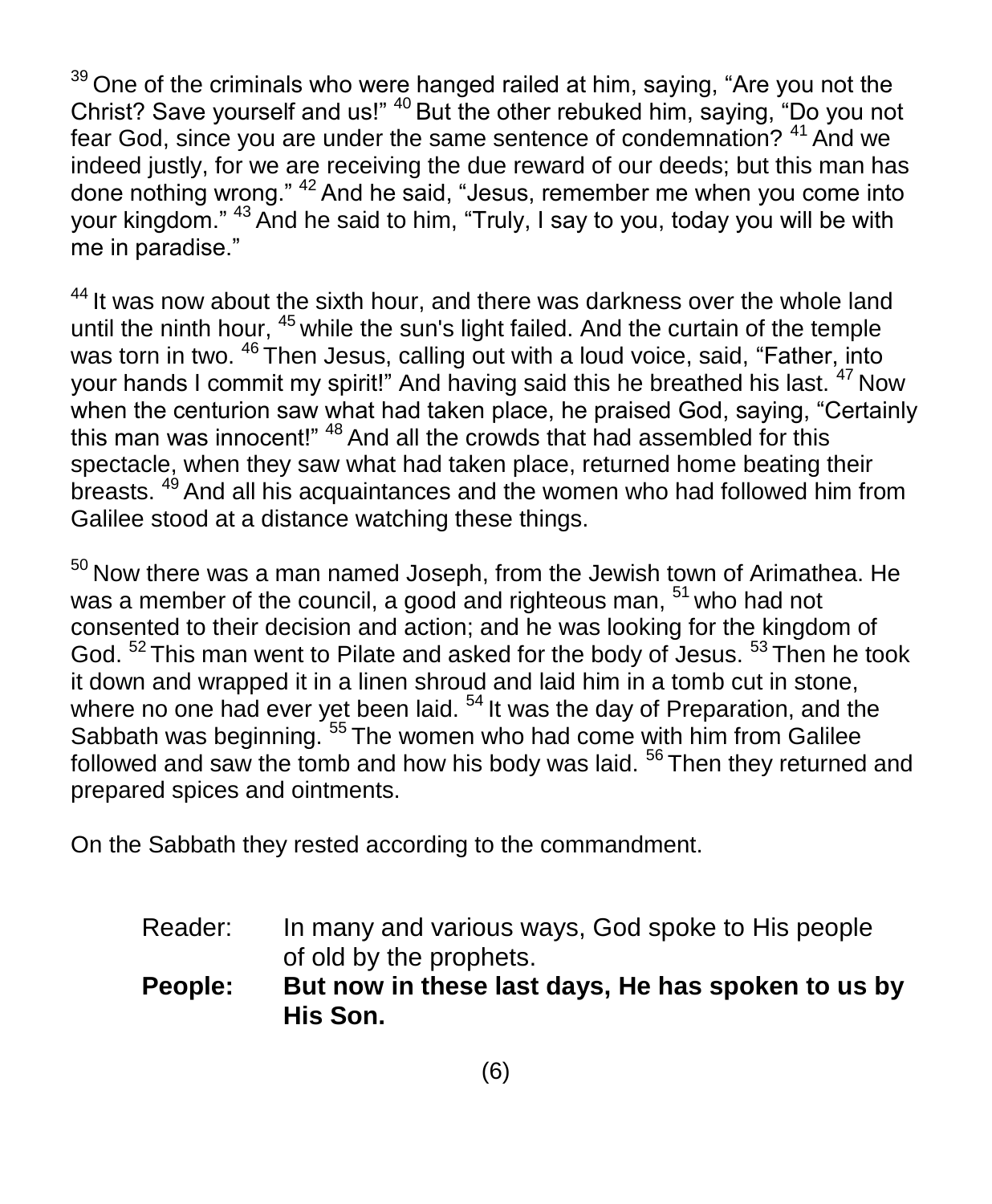[39] One of the criminals who were hanged railed at him, saying, "Are you not the Christ? Save yourself and us!" [40] But the other rebuked him, saying, "Do you not fear God, since you are under the same sentence of condemnation? [41] And we indeed justly, for we are receiving the due reward of our deeds; but this man has done nothing wrong." [42] And he said, "Jesus, remember me when you come into your kingdom." [43] And he said to him, "Truly, I say to you, today you will be with me in paradise."

[44] It was now about the sixth hour, and there was darkness over the whole land until the ninth hour, [45] while the sun's light failed. And the curtain of the temple was torn in two. [46] Then Jesus, calling out with a loud voice, said, "Father, into your hands I commit my spirit!" And having said this he breathed his last. [47] Now when the centurion saw what had taken place, he praised God, saying, "Certainly this man was innocent!" [48] And all the crowds that had assembled for this spectacle, when they saw what had taken place, returned home beating their breasts. [49] And all his acquaintances and the women who had followed him from Galilee stood at a distance watching these things.

[50] Now there was a man named Joseph, from the Jewish town of Arimathea. He was a member of the council, a good and righteous man, [51] who had not consented to their decision and action; and he was looking for the kingdom of God. [52] This man went to Pilate and asked for the body of Jesus. [53] Then he took it down and wrapped it in a linen shroud and laid him in a tomb cut in stone, where no one had ever yet been laid. [54] It was the day of Preparation, and the Sabbath was beginning. [55] The women who had come with him from Galilee followed and saw the tomb and how his body was laid. [56] Then they returned and prepared spices and ointments.

On the Sabbath they rested according to the commandment.

Reader: In many and various ways, God spoke to His people of old by the prophets.

**People: But now in these last days, He has spoken to us by His Son.**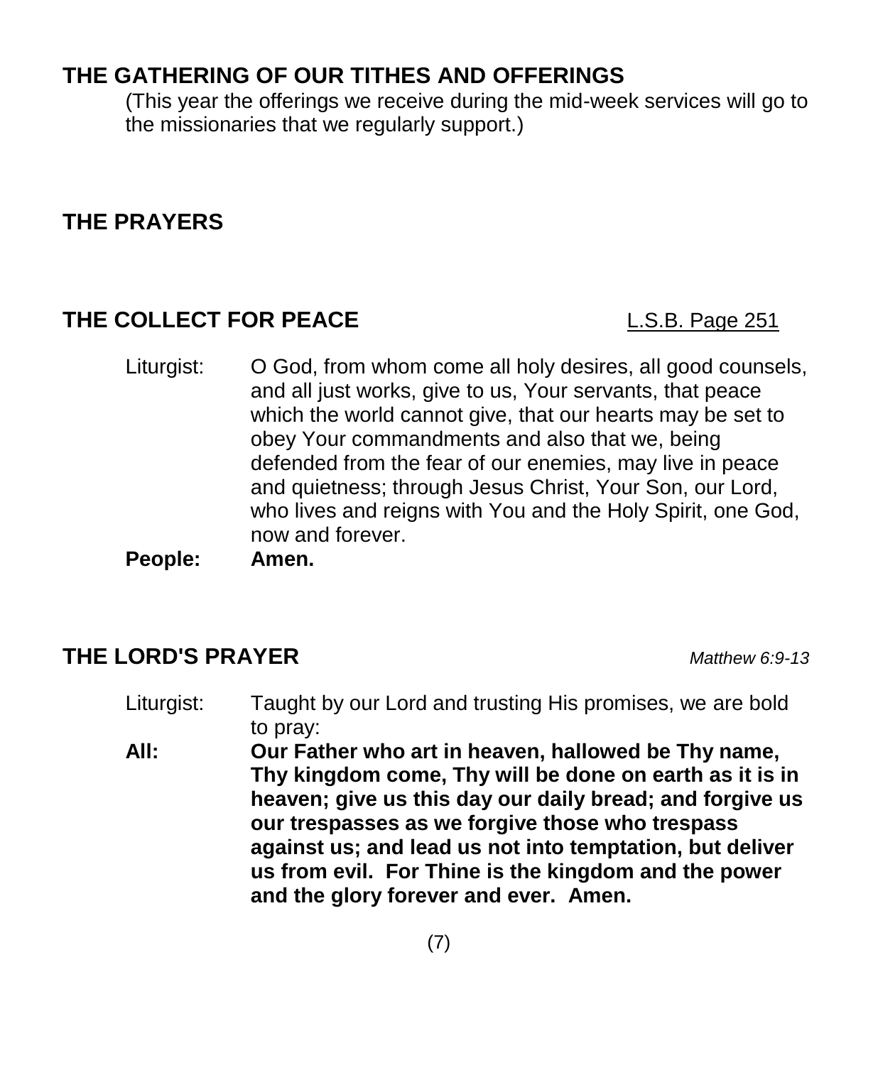## THE GATHERING OF OUR TITHES AND OFFERINGS

(This year the offerings we receive during the mid-week services will go to the missionaries that we regularly support.)

## THE PRAYERS

## THE COLLECT FOR PEACE

L.S.B. Page 251

Liturgist: O God, from whom come all holy desires, all good counsels, and all just works, give to us, Your servants, that peace which the world cannot give, that our hearts may be set to obey Your commandments and also that we, being defended from the fear of our enemies, may live in peace and quietness; through Jesus Christ, Your Son, our Lord, who lives and reigns with You and the Holy Spirit, one God, now and forever.

**People: Amen.**

## THE LORD'S PRAYER

*Matthew 6:9-13*

Liturgist: Taught by our Lord and trusting His promises, we are bold to pray:

**All: Our Father who art in heaven, hallowed be Thy name, Thy kingdom come, Thy will be done on earth as it is in heaven; give us this day our daily bread; and forgive us our trespasses as we forgive those who trespass against us; and lead us not into temptation, but deliver us from evil. For Thine is the kingdom and the power and the glory forever and ever. Amen.**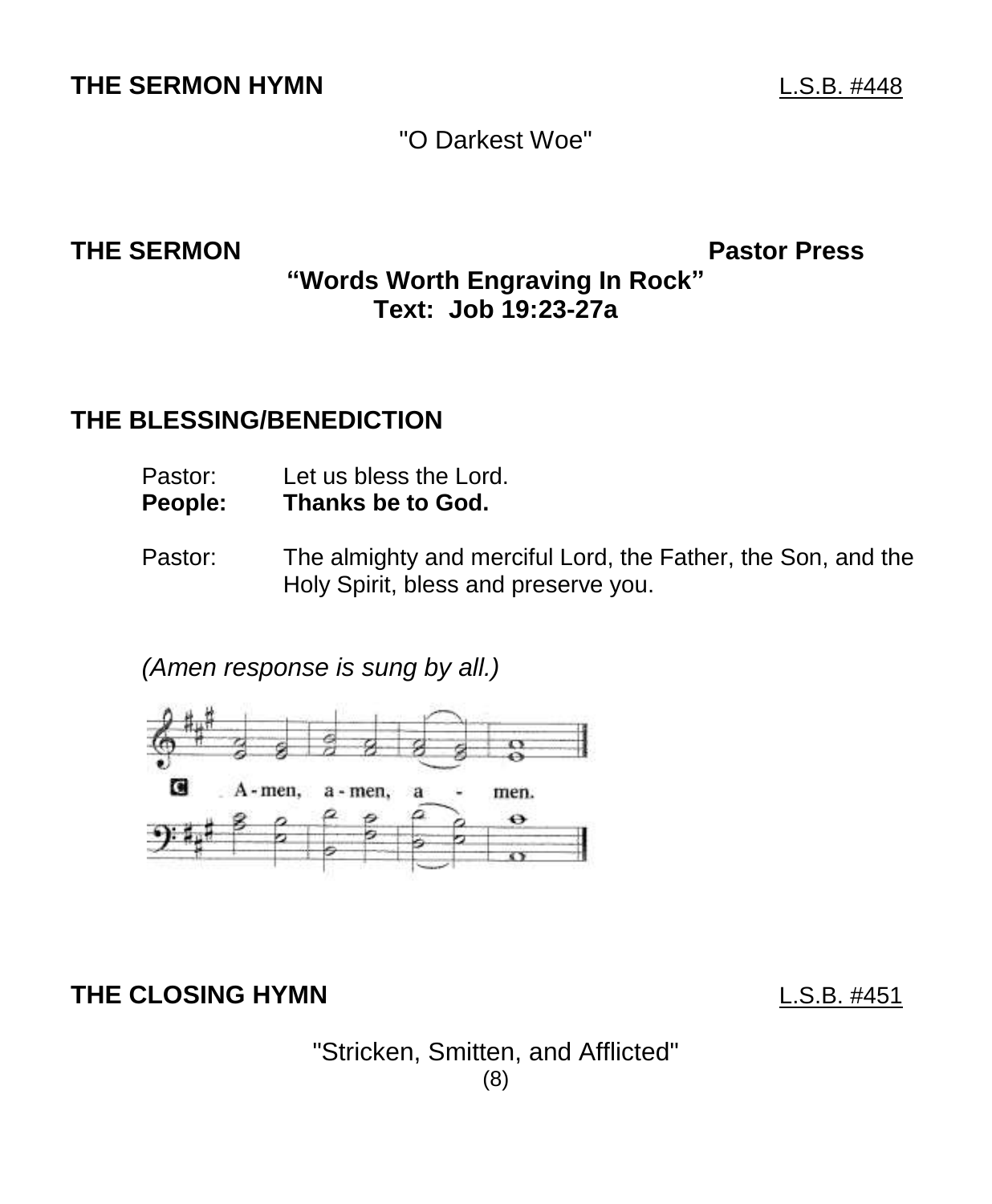**THE SERMON HYMN** L.S.B. #448

"O Darkest Woe"

**THE SERMON** **Pastor Press**

**"Words Worth Engraving In Rock"**

**Text: Job 19:23-27a**

**THE BLESSING/BENEDICTION**

Pastor: Let us bless the Lord.
**People: Thanks be to God.**

Pastor: The almighty and merciful Lord, the Father, the Son, and the Holy Spirit, bless and preserve you.

*(Amen response is sung by all.)*

C A-men, a-men, a - men.

**THE CLOSING HYMN** L.S.B. #451

"Stricken, Smitten, and Afflicted"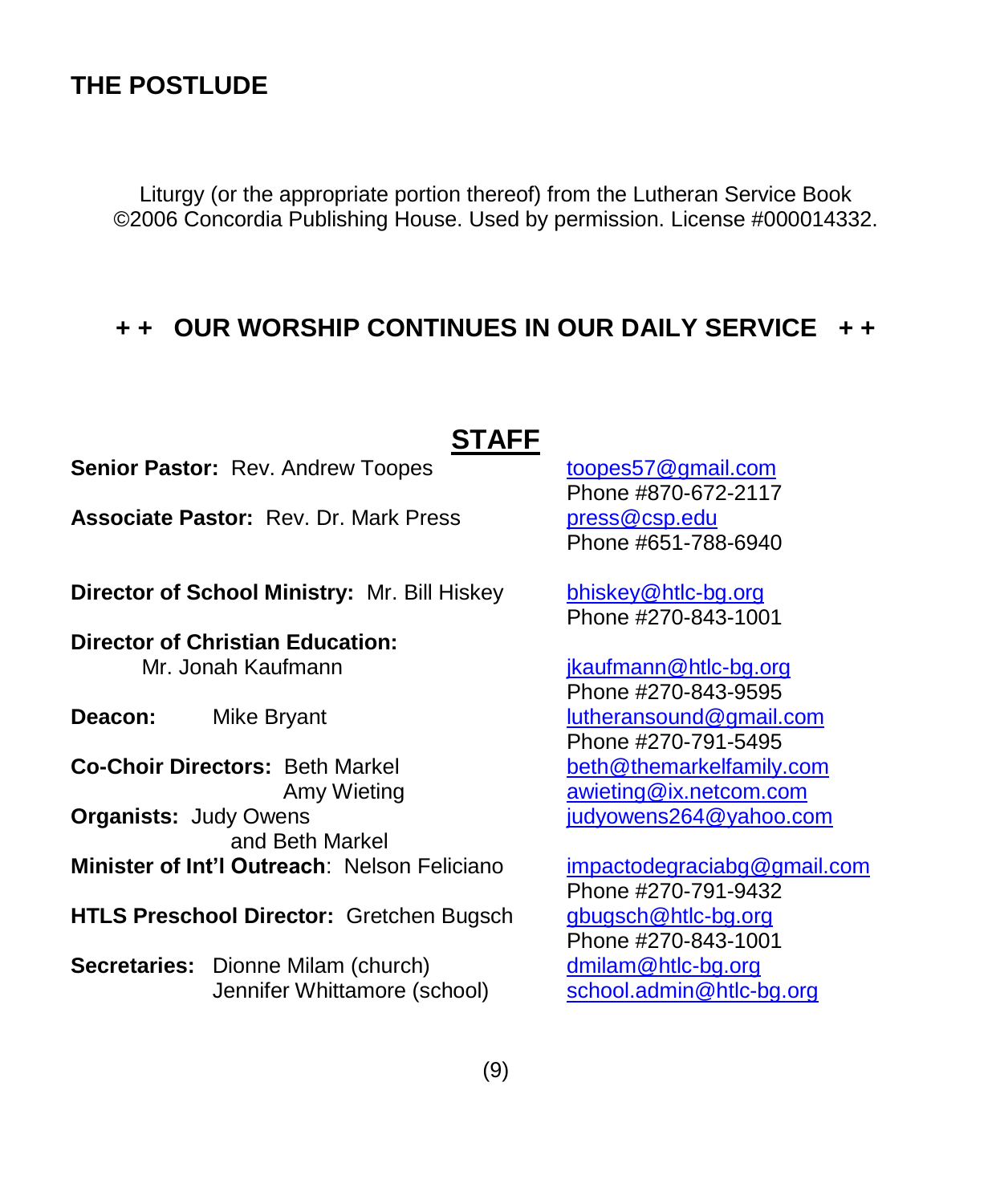## THE POSTLUDE

Liturgy (or the appropriate portion thereof) from the Lutheran Service Book ©2006 Concordia Publishing House. Used by permission. License #000014332.

### + + OUR WORSHIP CONTINUES IN OUR DAILY SERVICE + +

## STAFF

**Senior Pastor:** Rev. Andrew Toopes — toopes57@gmail.com
Phone #870-672-2117

**Associate Pastor:** Rev. Dr. Mark Press — press@csp.edu
Phone #651-788-6940

**Director of School Ministry:** Mr. Bill Hiskey — bhiskey@htlc-bg.org
Phone #270-843-1001

**Director of Christian Education:** Mr. Jonah Kaufmann — jkaufmann@htlc-bg.org
Phone #270-843-9595

**Deacon:** Mike Bryant — lutheransound@gmail.com
Phone #270-791-5495

**Co-Choir Directors:** Beth Markel — beth@themarkelfamily.com
Amy Wieting — awieting@ix.netcom.com

**Organists:** Judy Owens — judyowens264@yahoo.com
and Beth Markel

**Minister of Int'l Outreach**: Nelson Feliciano — impactodegraciabg@gmail.com
Phone #270-791-9432

**HTLS Preschool Director:** Gretchen Bugsch — gbugsch@htlc-bg.org
Phone #270-843-1001

**Secretaries:** Dionne Milam (church) — dmilam@htlc-bg.org
Jennifer Whittamore (school) — school.admin@htlc-bg.org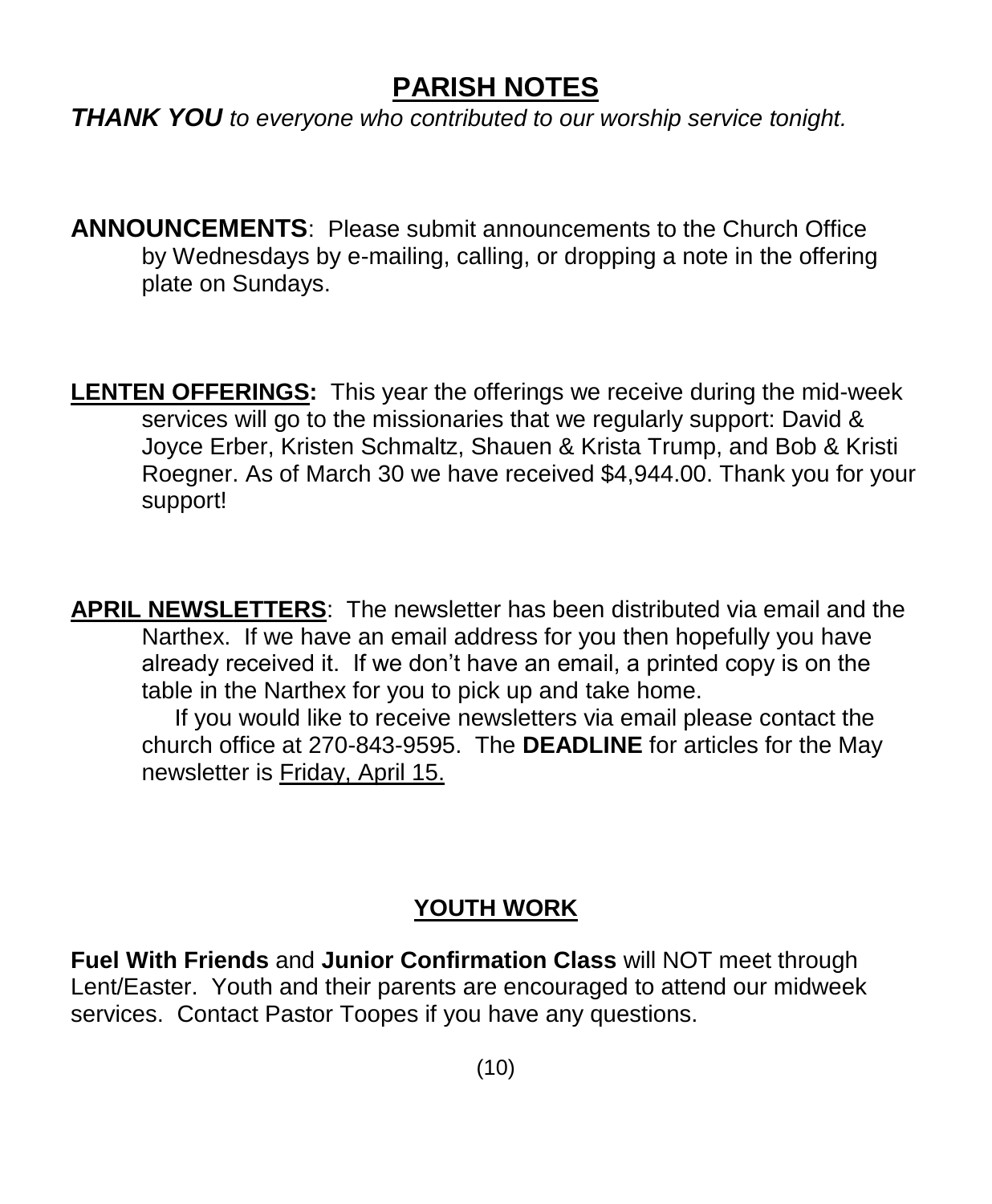# PARISH NOTES

***THANK YOU*** *to everyone who contributed to our worship service tonight.*

**ANNOUNCEMENTS**: Please submit announcements to the Church Office by Wednesdays by e-mailing, calling, or dropping a note in the offering plate on Sundays.

**LENTEN OFFERINGS:** This year the offerings we receive during the mid-week services will go to the missionaries that we regularly support: David & Joyce Erber, Kristen Schmaltz, Shauen & Krista Trump, and Bob & Kristi Roegner. As of March 30 we have received $4,944.00. Thank you for your support!

**APRIL NEWSLETTERS**: The newsletter has been distributed via email and the Narthex. If we have an email address for you then hopefully you have already received it. If we don't have an email, a printed copy is on the table in the Narthex for you to pick up and take home.

If you would like to receive newsletters via email please contact the church office at 270-843-9595. The **DEADLINE** for articles for the May newsletter is Friday, April 15.

## YOUTH WORK

**Fuel With Friends** and **Junior Confirmation Class** will NOT meet through Lent/Easter. Youth and their parents are encouraged to attend our midweek services. Contact Pastor Toopes if you have any questions.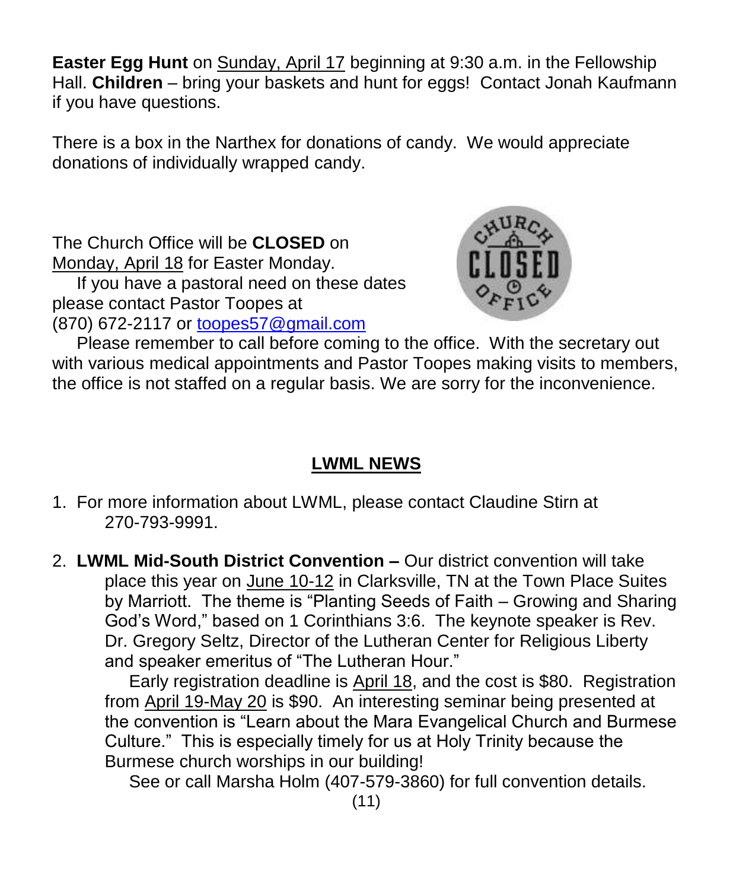**Easter Egg Hunt** on Sunday, April 17 beginning at 9:30 a.m. in the Fellowship Hall. **Children** – bring your baskets and hunt for eggs! Contact Jonah Kaufmann if you have questions.

There is a box in the Narthex for donations of candy. We would appreciate donations of individually wrapped candy.

The Church Office will be **CLOSED** on Monday, April 18 for Easter Monday.

If you have a pastoral need on these dates please contact Pastor Toopes at (870) 672-2117 or toopes57@gmail.com

Please remember to call before coming to the office. With the secretary out with various medical appointments and Pastor Toopes making visits to members, the office is not staffed on a regular basis. We are sorry for the inconvenience.

## LWML NEWS

1. For more information about LWML, please contact Claudine Stirn at 270-793-9991.

2. **LWML Mid-South District Convention –** Our district convention will take place this year on June 10-12 in Clarksville, TN at the Town Place Suites by Marriott. The theme is "Planting Seeds of Faith – Growing and Sharing God's Word," based on 1 Corinthians 3:6. The keynote speaker is Rev. Dr. Gregory Seltz, Director of the Lutheran Center for Religious Liberty and speaker emeritus of "The Lutheran Hour."

   Early registration deadline is April 18, and the cost is $80. Registration from April 19-May 20 is $90. An interesting seminar being presented at the convention is "Learn about the Mara Evangelical Church and Burmese Culture." This is especially timely for us at Holy Trinity because the Burmese church worships in our building!

   See or call Marsha Holm (407-579-3860) for full convention details.